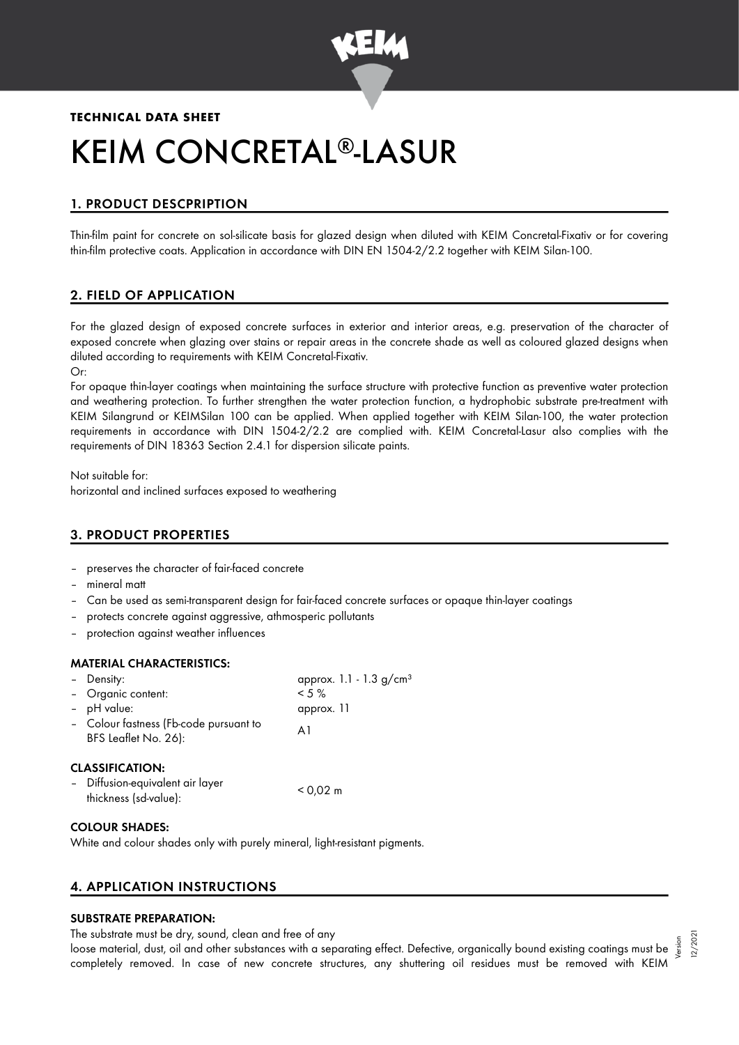**TECHNICAL DATA SHEET**

# KEIM CONCRETAL®-LASUR

## 1. PRODUCT DESCPRIPTION

Thin-film paint for concrete on sol-silicate basis for glazed design when diluted with KEIM Concretal-Fixativ or for covering thin-film protective coats. Application in accordance with DIN EN 1504-2/2.2 together with KEIM Silan-100.

## 2. FIELD OF APPLICATION

For the glazed design of exposed concrete surfaces in exterior and interior areas, e.g. preservation of the character of exposed concrete when glazing over stains or repair areas in the concrete shade as well as coloured glazed designs when diluted according to requirements with KEIM Concretal-Fixativ.

Or:

For opaque thin-layer coatings when maintaining the surface structure with protective function as preventive water protection and weathering protection. To further strengthen the water protection function, a hydrophobic substrate pre-treatment with KEIM Silangrund or KEIMSilan 100 can be applied. When applied together with KEIM Silan-100, the water protection requirements in accordance with DIN 1504-2/2.2 are complied with. KEIM Concretal-Lasur also complies with the requirements of DIN 18363 Section 2.4.1 for dispersion silicate paints.

Not suitable for:
horizontal and inclined surfaces exposed to weathering

## 3. PRODUCT PROPERTIES

- preserves the character of fair-faced concrete
- mineral matt
- Can be used as semi-transparent design for fair-faced concrete surfaces or opaque thin-layer coatings
- protects concrete against aggressive, athmosperic pollutants
- protection against weather influences

### MATERIAL CHARACTERISTICS:

| | |
|---|---|
| – Density: | approx. 1.1 - 1.3 g/cm³ |
| – Organic content: | < 5 % |
| – pH value: | approx. 11 |
| – Colour fastness (Fb-code pursuant to BFS Leaflet No. 26): | A1 |

### CLASSIFICATION:

| | |
|---|---|
| – Diffusion-equivalent air layer thickness (sd-value): | < 0,02 m |

### COLOUR SHADES:

White and colour shades only with purely mineral, light-resistant pigments.

## 4. APPLICATION INSTRUCTIONS

### SUBSTRATE PREPARATION:

The substrate must be dry, sound, clean and free of any loose material, dust, oil and other substances with a separating effect. Defective, organically bound existing coatings must be completely removed. In case of new concrete structures, any shuttering oil residues must be removed with KEIM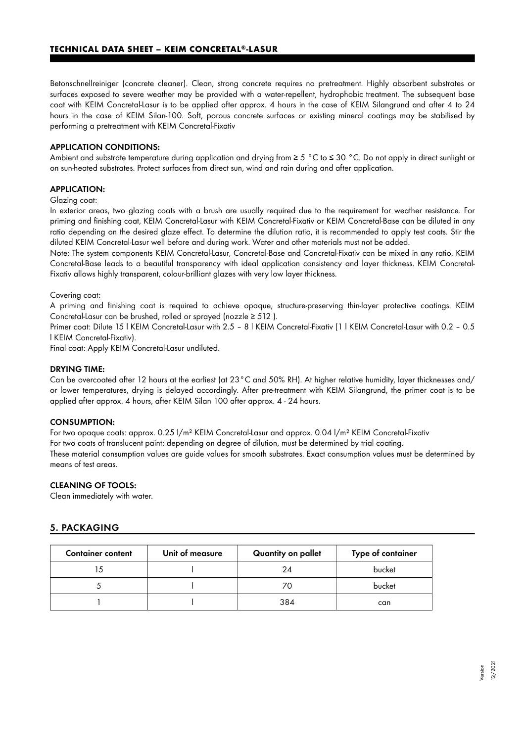Betonschnellreiniger (concrete cleaner). Clean, strong concrete requires no pretreatment. Highly absorbent substrates or surfaces exposed to severe weather may be provided with a water-repellent, hydrophobic treatment. The subsequent base coat with KEIM Concretal-Lasur is to be applied after approx. 4 hours in the case of KEIM Silangrund and after 4 to 24 hours in the case of KEIM Silan-100. Soft, porous concrete surfaces or existing mineral coatings may be stabilised by performing a pretreatment with KEIM Concretal-Fixativ

**APPLICATION CONDITIONS:**

Ambient and substrate temperature during application and drying from ≥ 5 °C to ≤ 30 °C. Do not apply in direct sunlight or on sun-heated substrates. Protect surfaces from direct sun, wind and rain during and after application.

**APPLICATION:**

Glazing coat:

In exterior areas, two glazing coats with a brush are usually required due to the requirement for weather resistance. For priming and finishing coat, KEIM Concretal-Lasur with KEIM Concretal-Fixativ or KEIM Concretal-Base can be diluted in any ratio depending on the desired glaze effect. To determine the dilution ratio, it is recommended to apply test coats. Stir the diluted KEIM Concretal-Lasur well before and during work. Water and other materials must not be added.

Note: The system components KEIM Concretal-Lasur, Concretal-Base and Concretal-Fixativ can be mixed in any ratio. KEIM Concretal-Base leads to a beautiful transparency with ideal application consistency and layer thickness. KEIM Concretal-Fixativ allows highly transparent, colour-brilliant glazes with very low layer thickness.

Covering coat:

A priming and finishing coat is required to achieve opaque, structure-preserving thin-layer protective coatings. KEIM Concretal-Lasur can be brushed, rolled or sprayed (nozzle ≥ 512 ).

Primer coat: Dilute 15 l KEIM Concretal-Lasur with 2.5 – 8 l KEIM Concretal-Fixativ (1 l KEIM Concretal-Lasur with 0.2 – 0.5 l KEIM Concretal-Fixativ).

Final coat: Apply KEIM Concretal-Lasur undiluted.

**DRYING TIME:**

Can be overcoated after 12 hours at the earliest (at 23°C and 50% RH). At higher relative humidity, layer thicknesses and/ or lower temperatures, drying is delayed accordingly. After pre-treatment with KEIM Silangrund, the primer coat is to be applied after approx. 4 hours, after KEIM Silan 100 after approx. 4 - 24 hours.

**CONSUMPTION:**

For two opaque coats: approx. 0.25 l/m² KEIM Concretal-Lasur and approx. 0.04 l/m² KEIM Concretal-Fixativ

For two coats of translucent paint: depending on degree of dilution, must be determined by trial coating.

These material consumption values are guide values for smooth substrates. Exact consumption values must be determined by means of test areas.

**CLEANING OF TOOLS:**

Clean immediately with water.

## 5. PACKAGING

| Container content | Unit of measure | Quantity on pallet | Type of container |
|---|---|---|---|
| 15 | l | 24 | bucket |
| 5 | l | 70 | bucket |
| 1 | l | 384 | can |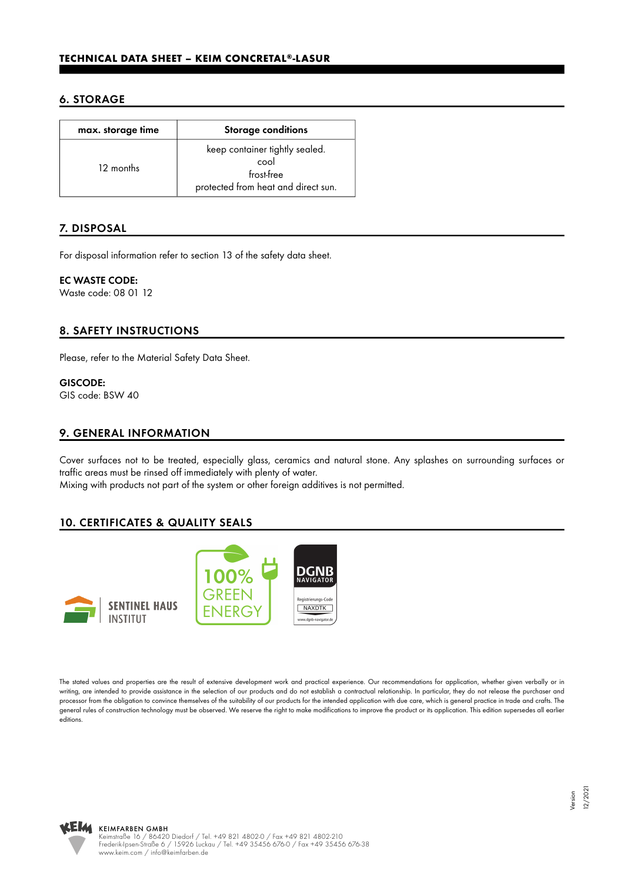## 6. STORAGE

| max. storage time | Storage conditions |
|---|---|
| 12 months | keep container tightly sealed.<br>cool<br>frost-free<br>protected from heat and direct sun. |

## 7. DISPOSAL

For disposal information refer to section 13 of the safety data sheet.

**EC WASTE CODE:**
Waste code: 08 01 12

## 8. SAFETY INSTRUCTIONS

Please, refer to the Material Safety Data Sheet.

**GISCODE:**
GIS code: BSW 40

## 9. GENERAL INFORMATION

Cover surfaces not to be treated, especially glass, ceramics and natural stone. Any splashes on surrounding surfaces or traffic areas must be rinsed off immediately with plenty of water.
Mixing with products not part of the system or other foreign additives is not permitted.

## 10. CERTIFICATES & QUALITY SEALS

SENTINEL HAUS INSTITUT

100% GREEN ENERGY

DGNB NAVIGATOR
Registrierungs-Code
NAXDTK
www.dgnb-navigator.de

The stated values and properties are the result of extensive development work and practical experience. Our recommendations for application, whether given verbally or in writing, are intended to provide assistance in the selection of our products and do not establish a contractual relationship. In particular, they do not release the purchaser and processor from the obligation to convince themselves of the suitability of our products for the intended application with due care, which is general practice in trade and crafts. The general rules of construction technology must be observed. We reserve the right to make modifications to improve the product or its application. This edition supersedes all earlier editions.

Version 12/2021

**KEIMFARBEN GMBH**
Keimstraße 16 / 86420 Diedorf / Tel. +49 821 4802-0 / Fax +49 821 4802-210
Frederik-Ipsen-Straße 6 / 15926 Luckau / Tel. +49 35456 676-0 / Fax +49 35456 676-38
www.keim.com / info@keimfarben.de